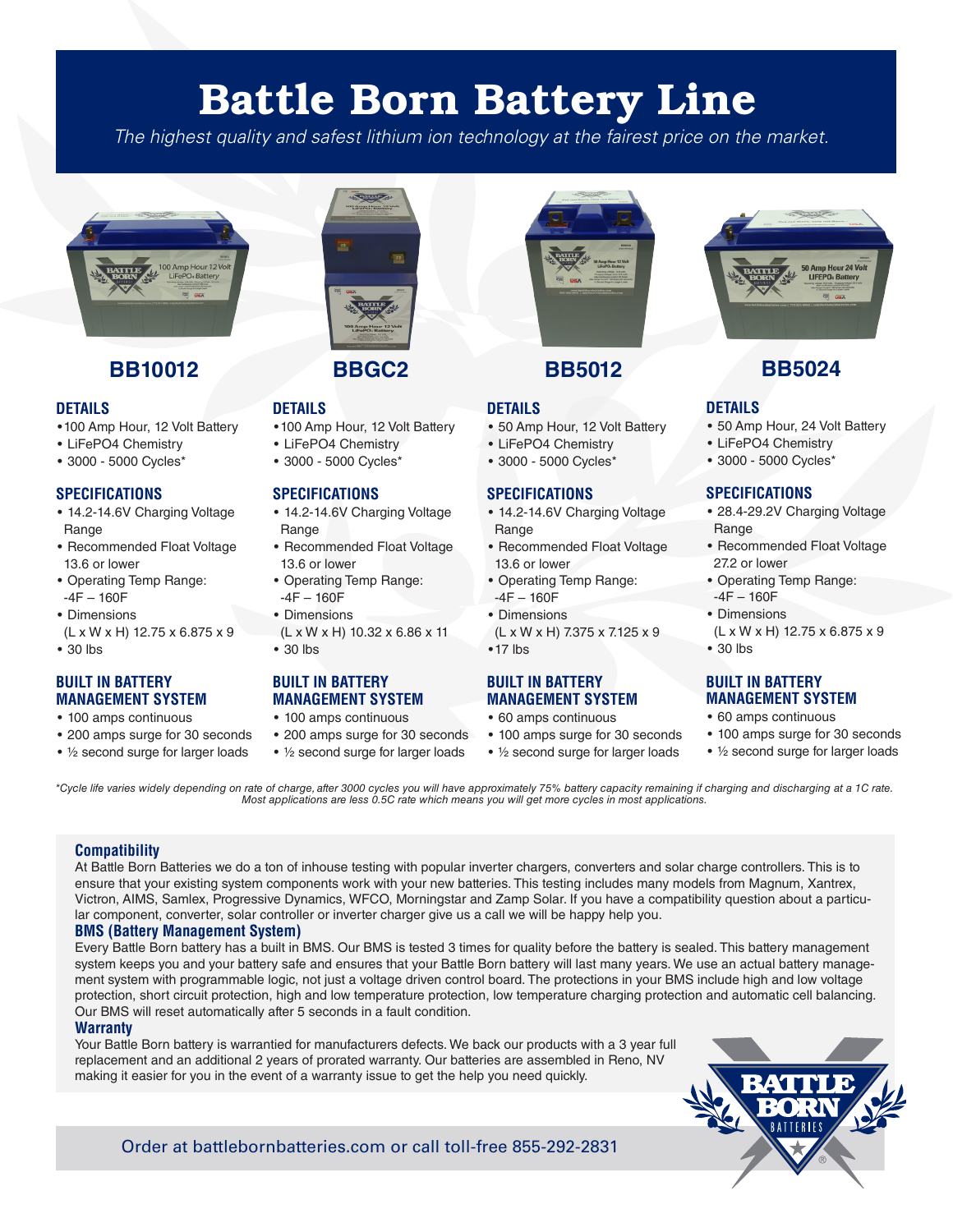# Battle Born Battery Line

*The highest quality and safest lithium ion technology at the fairest price on the market.*

## BB10012

### DETAILS
- 100 Amp Hour, 12 Volt Battery
- LiFePO4 Chemistry
- 3000 - 5000 Cycles*

### SPECIFICATIONS
- 14.2-14.6V Charging Voltage Range
- Recommended Float Voltage 13.6 or lower
- Operating Temp Range: -4F – 160F
- Dimensions (L x W x H) 12.75 x 6.875 x 9
- 30 lbs

### BUILT IN BATTERY MANAGEMENT SYSTEM
- 100 amps continuous
- 200 amps surge for 30 seconds
- ½ second surge for larger loads

## BBGC2

### DETAILS
- 100 Amp Hour, 12 Volt Battery
- LiFePO4 Chemistry
- 3000 - 5000 Cycles*

### SPECIFICATIONS
- 14.2-14.6V Charging Voltage Range
- Recommended Float Voltage 13.6 or lower
- Operating Temp Range: -4F – 160F
- Dimensions (L x W x H) 10.32 x 6.86 x 11
- 30 lbs

### BUILT IN BATTERY MANAGEMENT SYSTEM
- 100 amps continuous
- 200 amps surge for 30 seconds
- ½ second surge for larger loads

## BB5012

### DETAILS
- 50 Amp Hour, 12 Volt Battery
- LiFePO4 Chemistry
- 3000 - 5000 Cycles*

### SPECIFICATIONS
- 14.2-14.6V Charging Voltage Range
- Recommended Float Voltage 13.6 or lower
- Operating Temp Range: -4F – 160F
- Dimensions (L x W x H) 7.375 x 7.125 x 9
- 17 lbs

### BUILT IN BATTERY MANAGEMENT SYSTEM
- 60 amps continuous
- 100 amps surge for 30 seconds
- ½ second surge for larger loads

## BB5024

### DETAILS
- 50 Amp Hour, 24 Volt Battery
- LiFePO4 Chemistry
- 3000 - 5000 Cycles*

### SPECIFICATIONS
- 28.4-29.2V Charging Voltage Range
- Recommended Float Voltage 27.2 or lower
- Operating Temp Range: -4F – 160F
- Dimensions (L x W x H) 12.75 x 6.875 x 9
- 30 lbs

### BUILT IN BATTERY MANAGEMENT SYSTEM
- 60 amps continuous
- 100 amps surge for 30 seconds
- ½ second surge for larger loads

*\*Cycle life varies widely depending on rate of charge, after 3000 cycles you will have approximately 75% battery capacity remaining if charging and discharging at a 1C rate. Most applications are less 0.5C rate which means you will get more cycles in most applications.*

### Compatibility

At Battle Born Batteries we do a ton of inhouse testing with popular inverter chargers, converters and solar charge controllers. This is to ensure that your existing system components work with your new batteries. This testing includes many models from Magnum, Xantrex, Victron, AIMS, Samlex, Progressive Dynamics, WFCO, Morningstar and Zamp Solar. If you have a compatibility question about a particular component, converter, solar controller or inverter charger give us a call we will be happy help you.

### BMS (Battery Management System)

Every Battle Born battery has a built in BMS. Our BMS is tested 3 times for quality before the battery is sealed. This battery management system keeps you and your battery safe and ensures that your Battle Born battery will last many years. We use an actual battery management system with programmable logic, not just a voltage driven control board. The protections in your BMS include high and low voltage protection, short circuit protection, high and low temperature protection, low temperature charging protection and automatic cell balancing. Our BMS will reset automatically after 5 seconds in a fault condition.

### Warranty

Your Battle Born battery is warrantied for manufacturers defects. We back our products with a 3 year full replacement and an additional 2 years of prorated warranty. Our batteries are assembled in Reno, NV making it easier for you in the event of a warranty issue to get the help you need quickly.

Order at battlebornbatteries.com or call toll-free 855-292-2831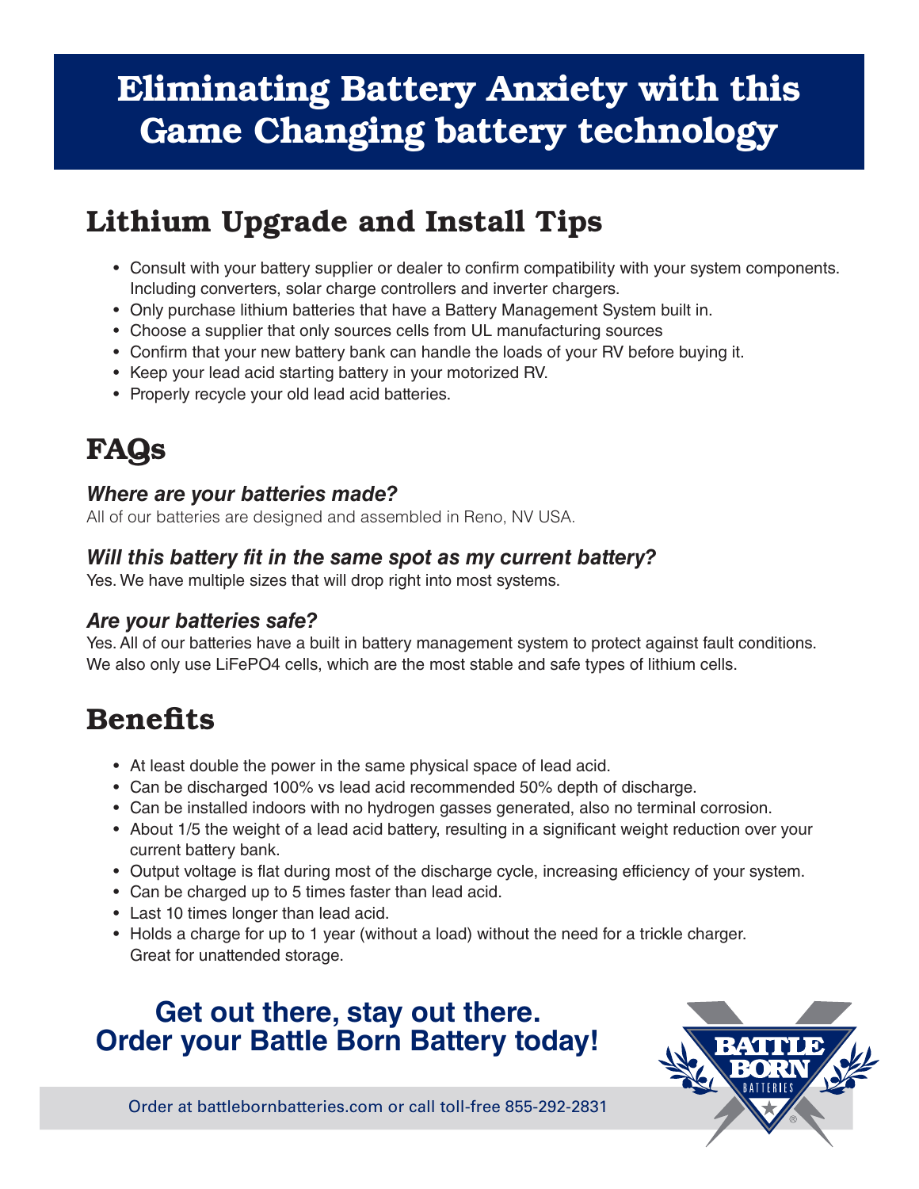# Eliminating Battery Anxiety with this Game Changing battery technology

## Lithium Upgrade and Install Tips

- Consult with your battery supplier or dealer to confirm compatibility with your system components. Including converters, solar charge controllers and inverter chargers.
- Only purchase lithium batteries that have a Battery Management System built in.
- Choose a supplier that only sources cells from UL manufacturing sources
- Confirm that your new battery bank can handle the loads of your RV before buying it.
- Keep your lead acid starting battery in your motorized RV.
- Properly recycle your old lead acid batteries.

## FAQs

### *Where are your batteries made?*

All of our batteries are designed and assembled in Reno, NV USA.

### *Will this battery fit in the same spot as my current battery?*

Yes. We have multiple sizes that will drop right into most systems.

### *Are your batteries safe?*

Yes. All of our batteries have a built in battery management system to protect against fault conditions. We also only use $LiFePO_4$ cells, which are the most stable and safe types of lithium cells.

## Benefits

- At least double the power in the same physical space of lead acid.
- Can be discharged 100% vs lead acid recommended 50% depth of discharge.
- Can be installed indoors with no hydrogen gasses generated, also no terminal corrosion.
- About 1/5 the weight of a lead acid battery, resulting in a significant weight reduction over your current battery bank.
- Output voltage is flat during most of the discharge cycle, increasing efficiency of your system.
- Can be charged up to 5 times faster than lead acid.
- Last 10 times longer than lead acid.
- Holds a charge for up to 1 year (without a load) without the need for a trickle charger. Great for unattended storage.

**Get out there, stay out there.**
**Order your Battle Born Battery today!**

Order at battlebornbatteries.com or call toll-free 855-292-2831

BATTLE BORN BATTERIES